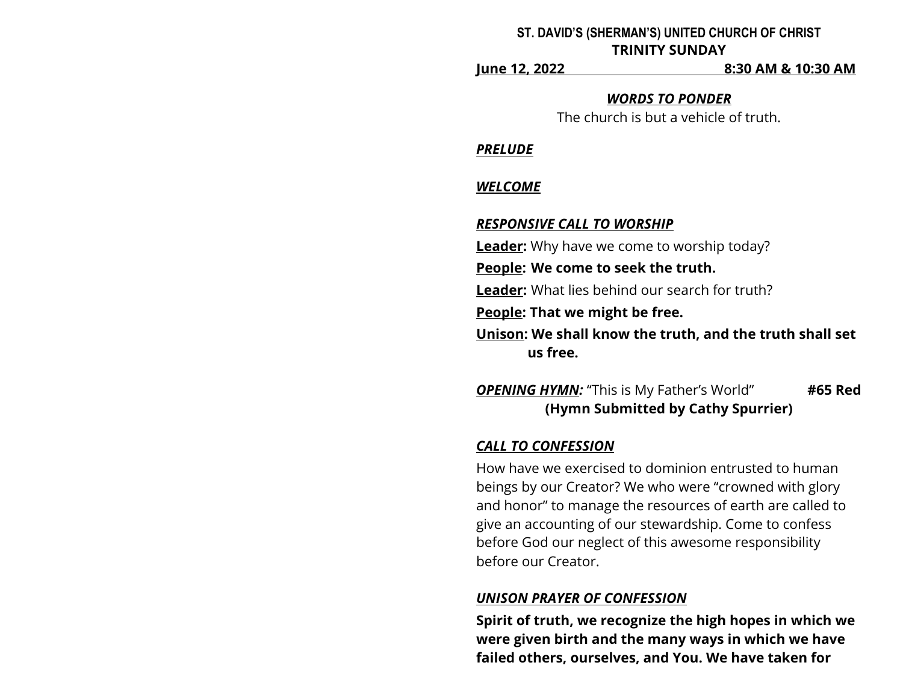**ST. DAVID'S (SHERMAN'S) UNITED CHURCH OF CHRIST**

**TRINITY SUNDAY**

**June 12, 2022 8:30 AM & 10:30 AM**

***WORDS TO PONDER***

The church is but a vehicle of truth.

***PRELUDE***

***WELCOME***

***RESPONSIVE CALL TO WORSHIP***

**Leader:** Why have we come to worship today?

**People: We come to seek the truth.**

**Leader:** What lies behind our search for truth?

**People: That we might be free.**

**Unison: We shall know the truth, and the truth shall set us free.**

***OPENING HYMN:*** "This is My Father's World" **#65 Red**

**(Hymn Submitted by Cathy Spurrier)**

***CALL TO CONFESSION***

How have we exercised to dominion entrusted to human beings by our Creator? We who were "crowned with glory and honor" to manage the resources of earth are called to give an accounting of our stewardship. Come to confess before God our neglect of this awesome responsibility before our Creator.

***UNISON PRAYER OF CONFESSION***

**Spirit of truth, we recognize the high hopes in which we were given birth and the many ways in which we have failed others, ourselves, and You. We have taken for**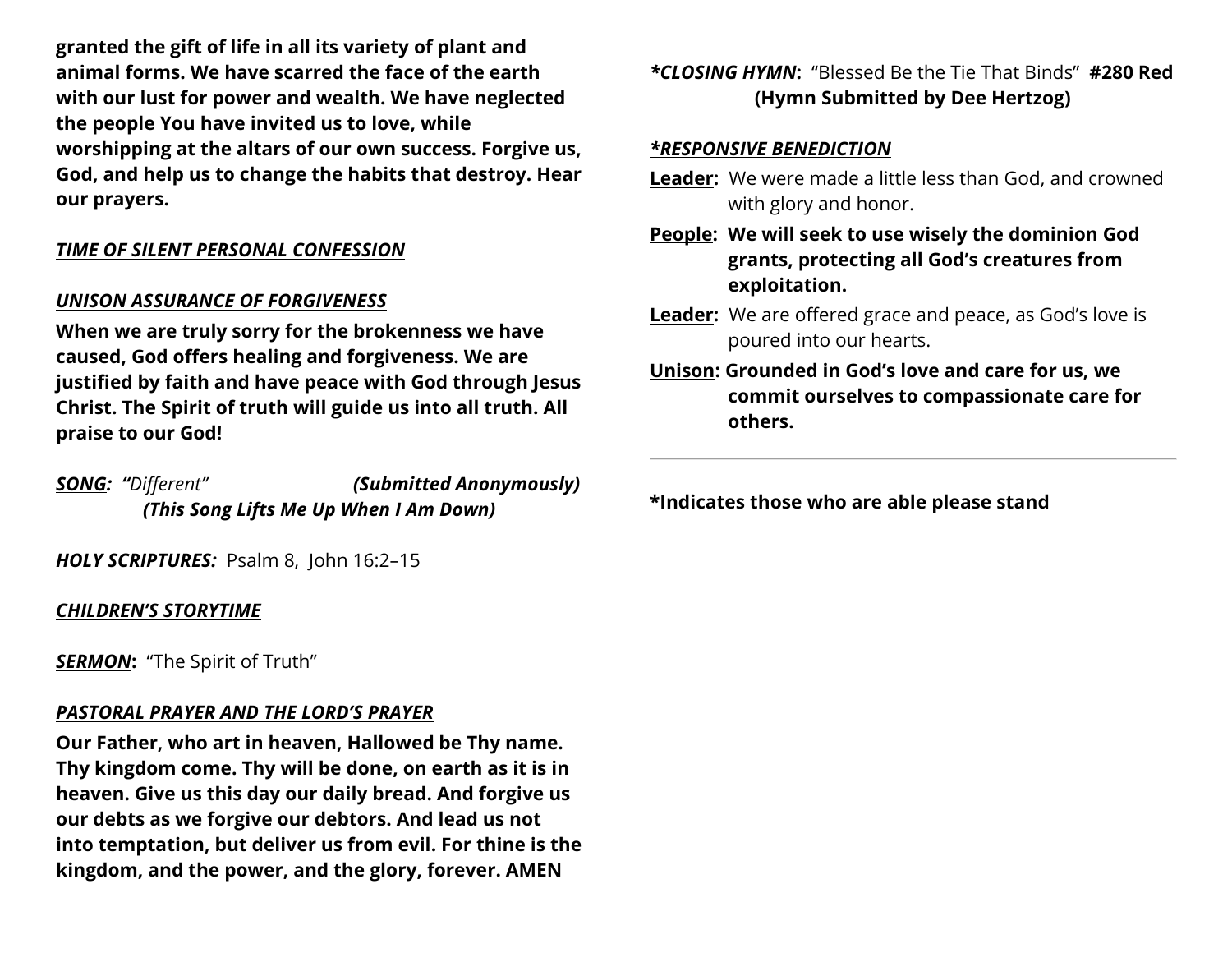**granted the gift of life in all its variety of plant and animal forms. We have scarred the face of the earth with our lust for power and wealth. We have neglected the people You have invited us to love, while worshipping at the altars of our own success. Forgive us, God, and help us to change the habits that destroy. Hear our prayers.**

***TIME OF SILENT PERSONAL CONFESSION***

***UNISON ASSURANCE OF FORGIVENESS***

**When we are truly sorry for the brokenness we have caused, God offers healing and forgiveness. We are justified by faith and have peace with God through Jesus Christ. The Spirit of truth will guide us into all truth. All praise to our God!**

***SONG:*** ***"****Different"* ***(Submitted Anonymously)***
***(This Song Lifts Me Up When I Am Down)***

***HOLY SCRIPTURES:*** Psalm 8, John 16:2–15

***CHILDREN'S STORYTIME***

***SERMON*****:** "The Spirit of Truth"

***PASTORAL PRAYER AND THE LORD'S PRAYER***

**Our Father, who art in heaven, Hallowed be Thy name. Thy kingdom come. Thy will be done, on earth as it is in heaven. Give us this day our daily bread. And forgive us our debts as we forgive our debtors. And lead us not into temptation, but deliver us from evil. For thine is the kingdom, and the power, and the glory, forever. AMEN**

***\*CLOSING HYMN*****:** "Blessed Be the Tie That Binds" **#280 Red**
**(Hymn Submitted by Dee Hertzog)**

***\*RESPONSIVE BENEDICTION***

**Leader:** We were made a little less than God, and crowned with glory and honor.

**People: We will seek to use wisely the dominion God grants, protecting all God's creatures from exploitation.**

**Leader:** We are offered grace and peace, as God's love is poured into our hearts.

**Unison: Grounded in God's love and care for us, we commit ourselves to compassionate care for others.**

---

**\*Indicates those who are able please stand**